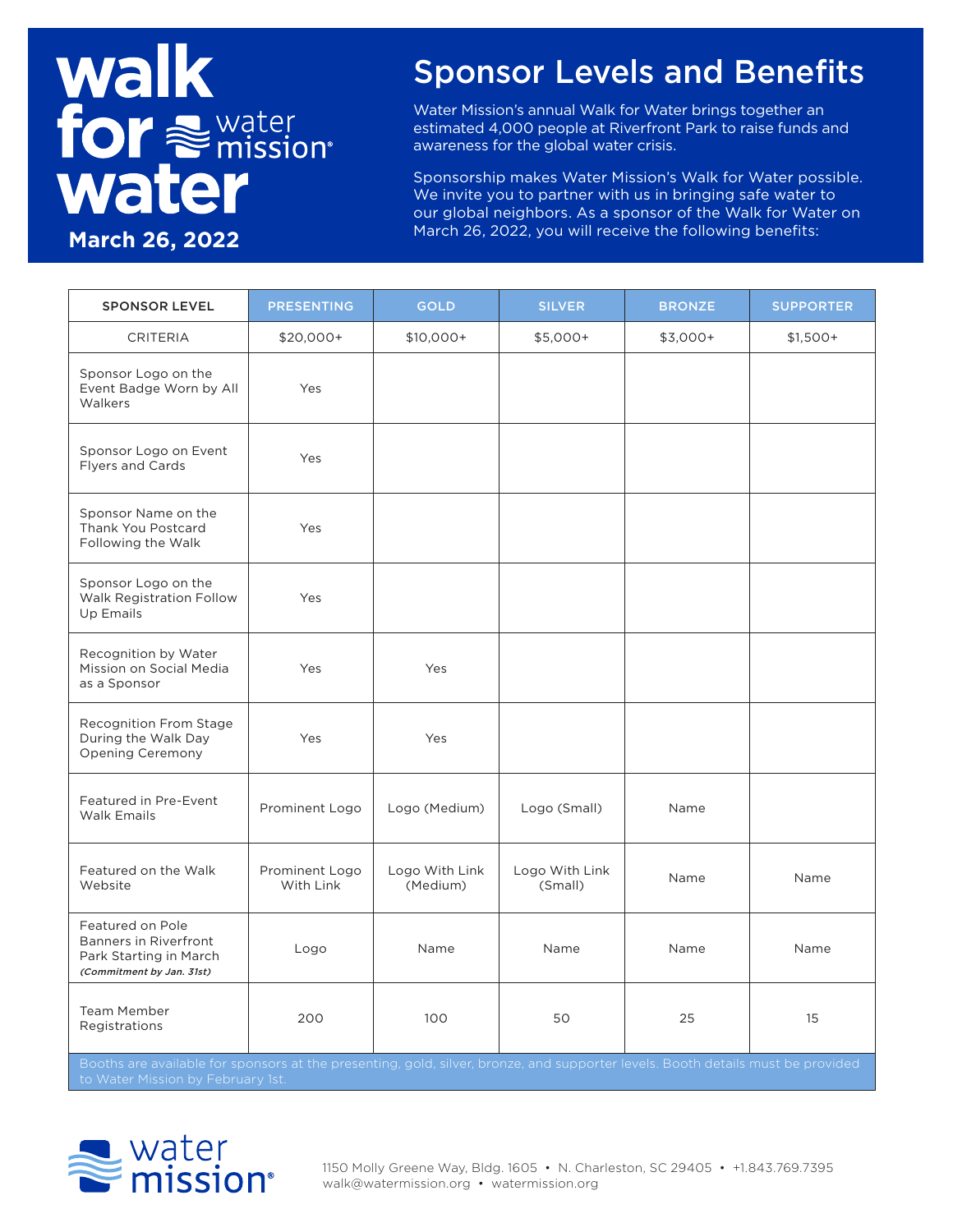# walk for water

water mission®

**March 26, 2022**

## Sponsor Levels and Benefits

Water Mission's annual Walk for Water brings together an estimated 4,000 people at Riverfront Park to raise funds and awareness for the global water crisis.

Sponsorship makes Water Mission's Walk for Water possible. We invite you to partner with us in bringing safe water to our global neighbors. As a sponsor of the Walk for Water on March 26, 2022, you will receive the following benefits:

| SPONSOR LEVEL | PRESENTING | GOLD | SILVER | BRONZE | SUPPORTER |
|---|---|---|---|---|---|
| CRITERIA | $20,000+ | $10,000+ | $5,000+ | $3,000+ | $1,500+ |
| Sponsor Logo on the Event Badge Worn by All Walkers | Yes | | | | |
| Sponsor Logo on Event Flyers and Cards | Yes | | | | |
| Sponsor Name on the Thank You Postcard Following the Walk | Yes | | | | |
| Sponsor Logo on the Walk Registration Follow Up Emails | Yes | | | | |
| Recognition by Water Mission on Social Media as a Sponsor | Yes | Yes | | | |
| Recognition From Stage During the Walk Day Opening Ceremony | Yes | Yes | | | |
| Featured in Pre-Event Walk Emails | Prominent Logo | Logo (Medium) | Logo (Small) | Name | |
| Featured on the Walk Website | Prominent Logo With Link | Logo With Link (Medium) | Logo With Link (Small) | Name | Name |
| Featured on Pole Banners in Riverfront Park Starting in March ***(Commitment by Jan. 31st)*** | Logo | Name | Name | Name | Name |
| Team Member Registrations | 200 | 100 | 50 | 25 | 15 |

Booths are available for sponsors at the presenting, gold, silver, bronze, and supporter levels. Booth details must be provided to Water Mission by February 1st.

water mission®

1150 Molly Greene Way, Bldg. 1605 • N. Charleston, SC 29405 • +1.843.769.7395
walk@watermission.org • watermission.org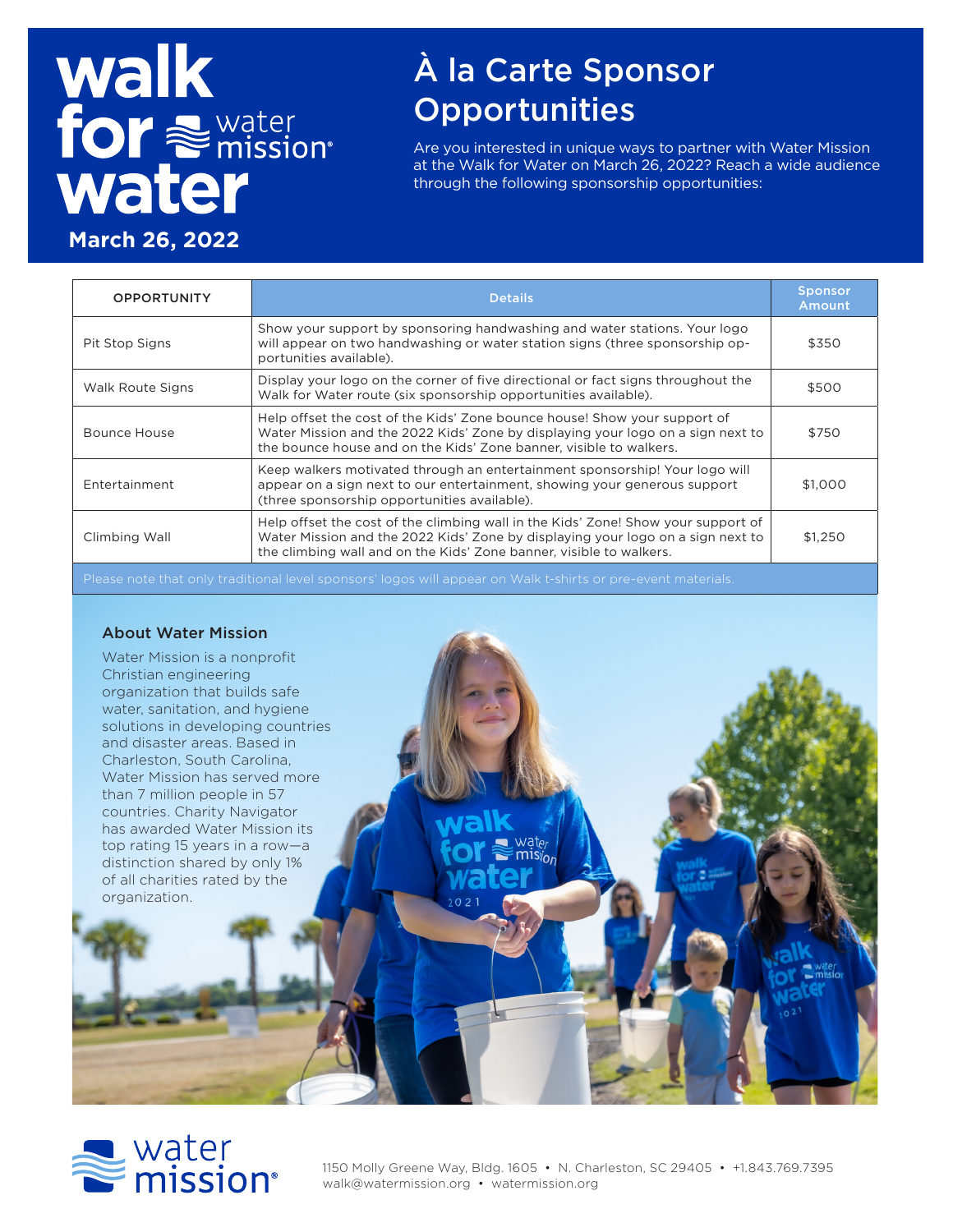# walk for water

March 26, 2022

# À la Carte Sponsor Opportunities

Are you interested in unique ways to partner with Water Mission at the Walk for Water on March 26, 2022? Reach a wide audience through the following sponsorship opportunities:

| OPPORTUNITY | Details | Sponsor Amount |
|---|---|---|
| Pit Stop Signs | Show your support by sponsoring handwashing and water stations. Your logo will appear on two handwashing or water station signs (three sponsorship opportunities available). | $350 |
| Walk Route Signs | Display your logo on the corner of five directional or fact signs throughout the Walk for Water route (six sponsorship opportunities available). | $500 |
| Bounce House | Help offset the cost of the Kids' Zone bounce house! Show your support of Water Mission and the 2022 Kids' Zone by displaying your logo on a sign next to the bounce house and on the Kids' Zone banner, visible to walkers. | $750 |
| Entertainment | Keep walkers motivated through an entertainment sponsorship! Your logo will appear on a sign next to our entertainment, showing your generous support (three sponsorship opportunities available). | $1,000 |
| Climbing Wall | Help offset the cost of the climbing wall in the Kids' Zone! Show your support of Water Mission and the 2022 Kids' Zone by displaying your logo on a sign next to the climbing wall and on the Kids' Zone banner, visible to walkers. | $1,250 |

Please note that only traditional level sponsors' logos will appear on Walk t-shirts or pre-event materials.

### About Water Mission

Water Mission is a nonprofit Christian engineering organization that builds safe water, sanitation, and hygiene solutions in developing countries and disaster areas. Based in Charleston, South Carolina, Water Mission has served more than 7 million people in 57 countries. Charity Navigator has awarded Water Mission its top rating 15 years in a row—a distinction shared by only 1% of all charities rated by the organization.

water mission

1150 Molly Greene Way, Bldg. 1605 • N. Charleston, SC 29405 • +1.843.769.7395
walk@watermission.org • watermission.org